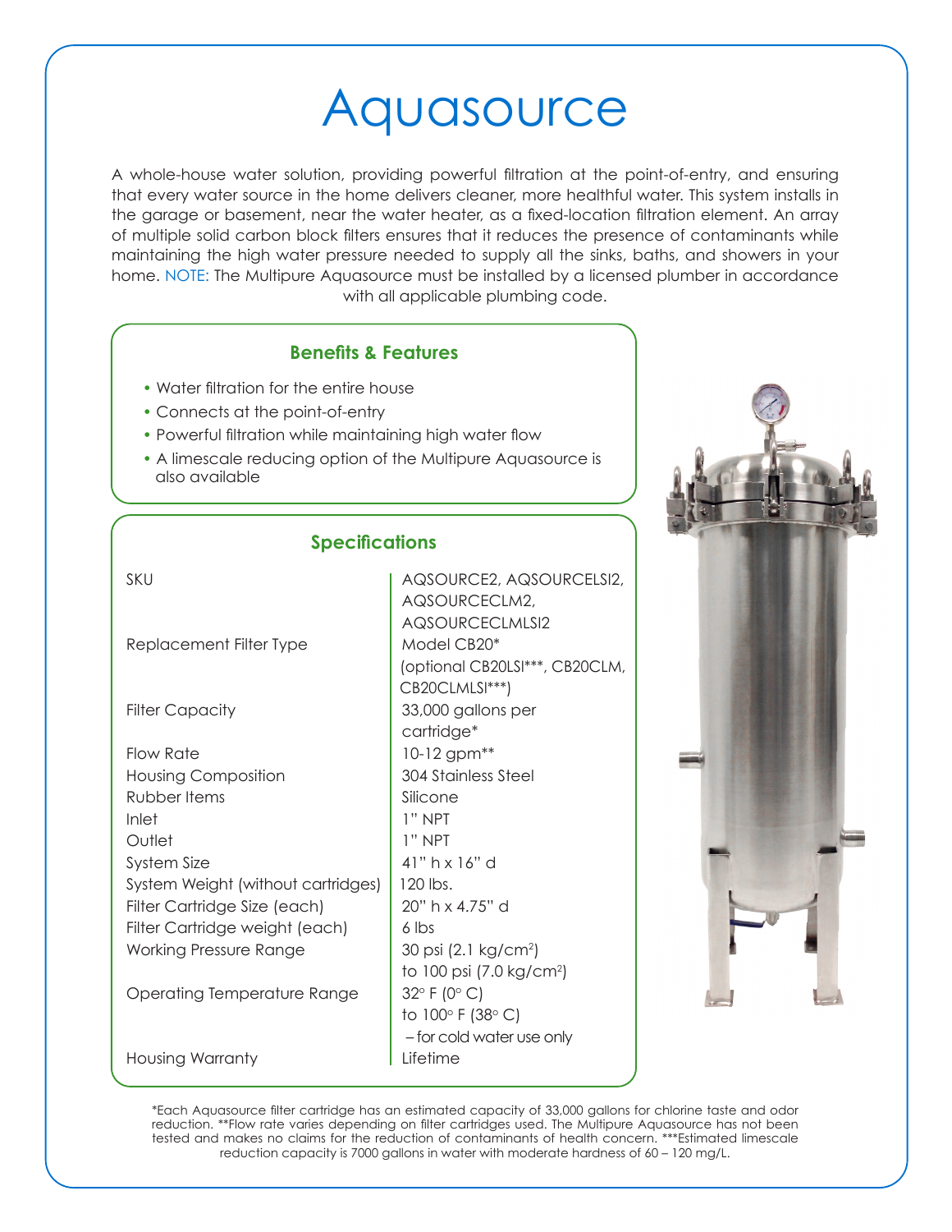# Aquasource

A whole-house water solution, providing powerful filtration at the point-of-entry, and ensuring that every water source in the home delivers cleaner, more healthful water. This system installs in the garage or basement, near the water heater, as a fixed-location filtration element. An array of multiple solid carbon block filters ensures that it reduces the presence of contaminants while maintaining the high water pressure needed to supply all the sinks, baths, and showers in your home. NOTE: The Multipure Aquasource must be installed by a licensed plumber in accordance with all applicable plumbing code.

## Benefits & Features

- Water filtration for the entire house
- Connects at the point-of-entry
- Powerful filtration while maintaining high water flow
- A limescale reducing option of the Multipure Aquasource is also available

## Specifications

| | |
|---|---|
| SKU | AQSOURCE2, AQSOURCELSI2, AQSOURCECLM2, AQSOURCECLMLSI2 |
| Replacement Filter Type | Model CB20* (optional CB20LSI***, CB20CLM, CB20CLMLSI***) |
| Filter Capacity | 33,000 gallons per cartridge* |
| Flow Rate | 10-12 gpm** |
| Housing Composition | 304 Stainless Steel |
| Rubber Items | Silicone |
| Inlet | 1" NPT |
| Outlet | 1" NPT |
| System Size | 41" h x 16" d |
| System Weight (without cartridges) | 120 lbs. |
| Filter Cartridge Size (each) | 20" h x 4.75" d |
| Filter Cartridge weight (each) | 6 lbs |
| Working Pressure Range | 30 psi (2.1 kg/cm$^2$) to 100 psi (7.0 kg/cm$^2$) |
| Operating Temperature Range | 32° F (0° C) to 100° F (38° C) – for cold water use only |
| Housing Warranty | Lifetime |

*Each Aquasource filter cartridge has an estimated capacity of 33,000 gallons for chlorine taste and odor reduction. **Flow rate varies depending on filter cartridges used. The Multipure Aquasource has not been tested and makes no claims for the reduction of contaminants of health concern. ***Estimated limescale reduction capacity is 7000 gallons in water with moderate hardness of 60 – 120 mg/L.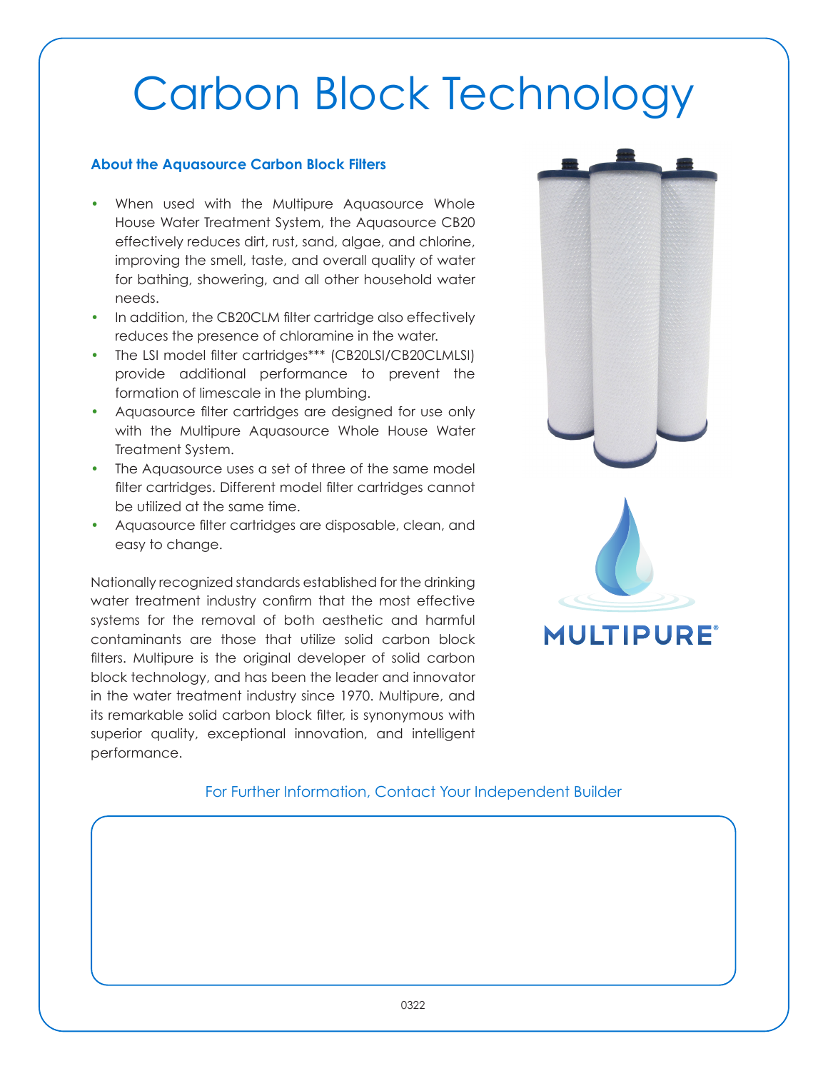# Carbon Block Technology

### About the Aquasource Carbon Block Filters

- When used with the Multipure Aquasource Whole House Water Treatment System, the Aquasource CB20 effectively reduces dirt, rust, sand, algae, and chlorine, improving the smell, taste, and overall quality of water for bathing, showering, and all other household water needs.
- In addition, the CB20CLM filter cartridge also effectively reduces the presence of chloramine in the water.
- The LSI model filter cartridges*** (CB20LSI/CB20CLMLSI) provide additional performance to prevent the formation of limescale in the plumbing.
- Aquasource filter cartridges are designed for use only with the Multipure Aquasource Whole House Water Treatment System.
- The Aquasource uses a set of three of the same model filter cartridges. Different model filter cartridges cannot be utilized at the same time.
- Aquasource filter cartridges are disposable, clean, and easy to change.

Nationally recognized standards established for the drinking water treatment industry confirm that the most effective systems for the removal of both aesthetic and harmful contaminants are those that utilize solid carbon block filters. Multipure is the original developer of solid carbon block technology, and has been the leader and innovator in the water treatment industry since 1970. Multipure, and its remarkable solid carbon block filter, is synonymous with superior quality, exceptional innovation, and intelligent performance.

MULTIPURE®

For Further Information, Contact Your Independent Builder

0322